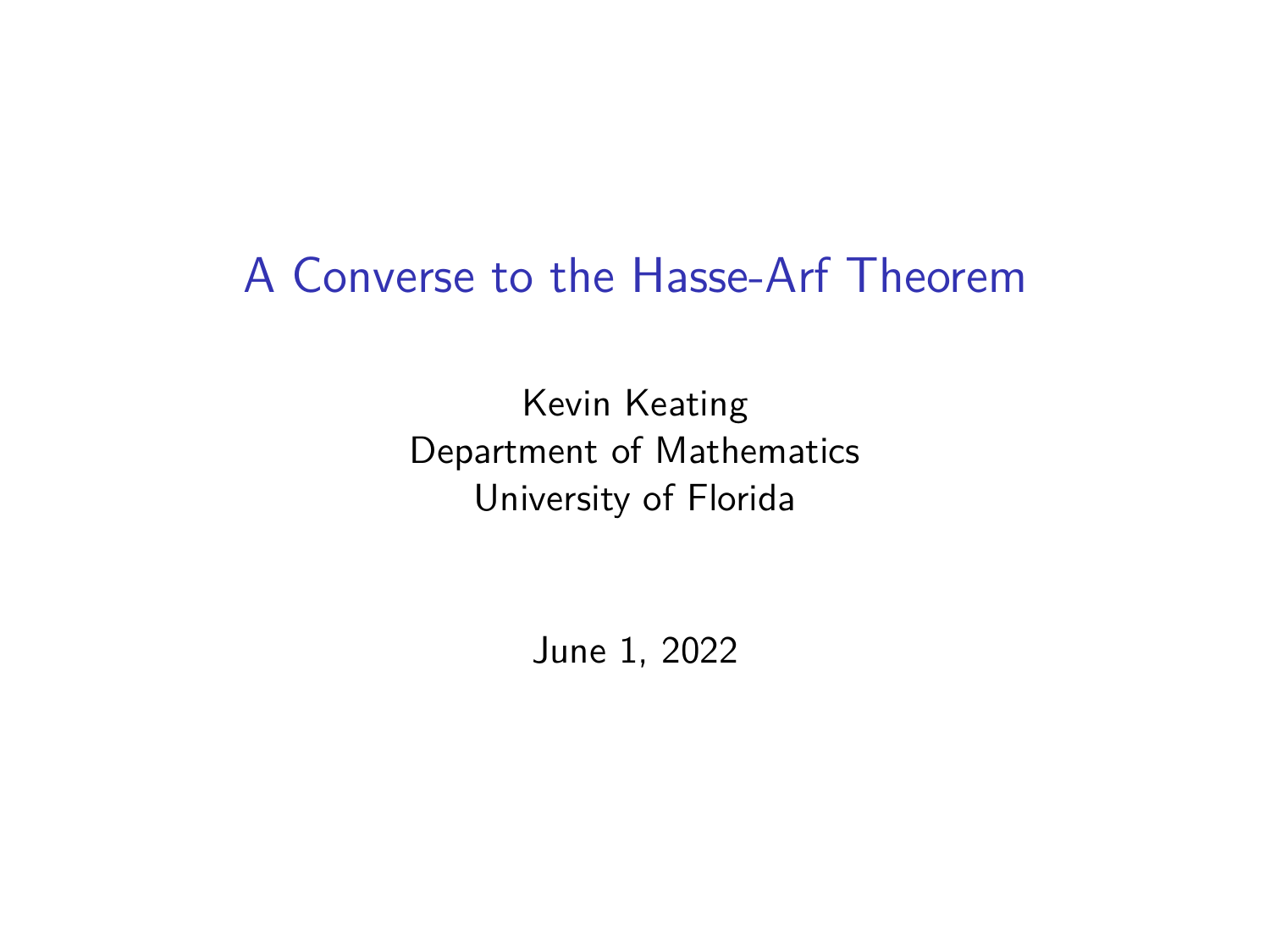# A Converse to the Hasse-Arf Theorem

Kevin Keating
Department of Mathematics
University of Florida

June 1, 2022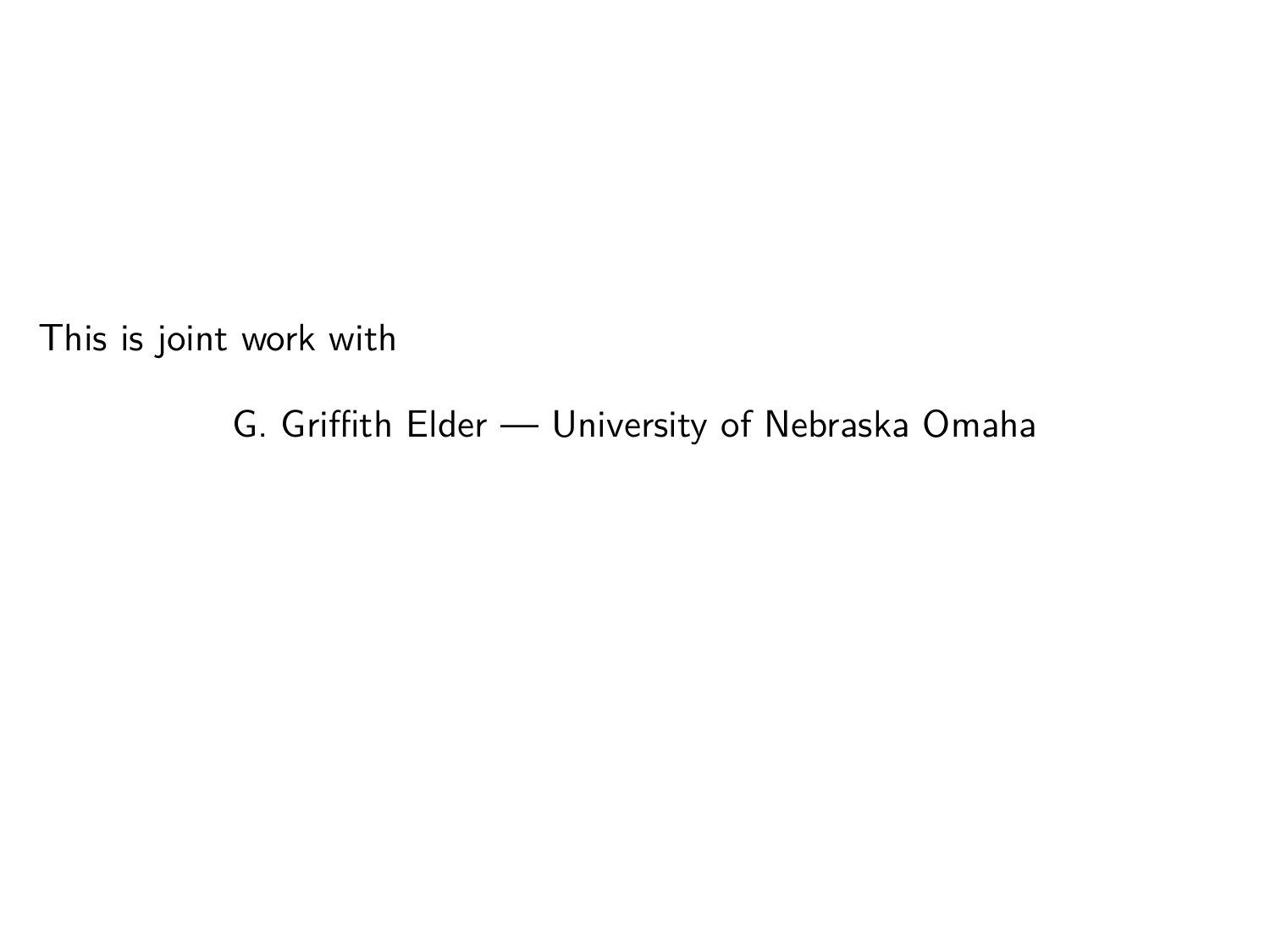This is joint work with

G. Griffith Elder — University of Nebraska Omaha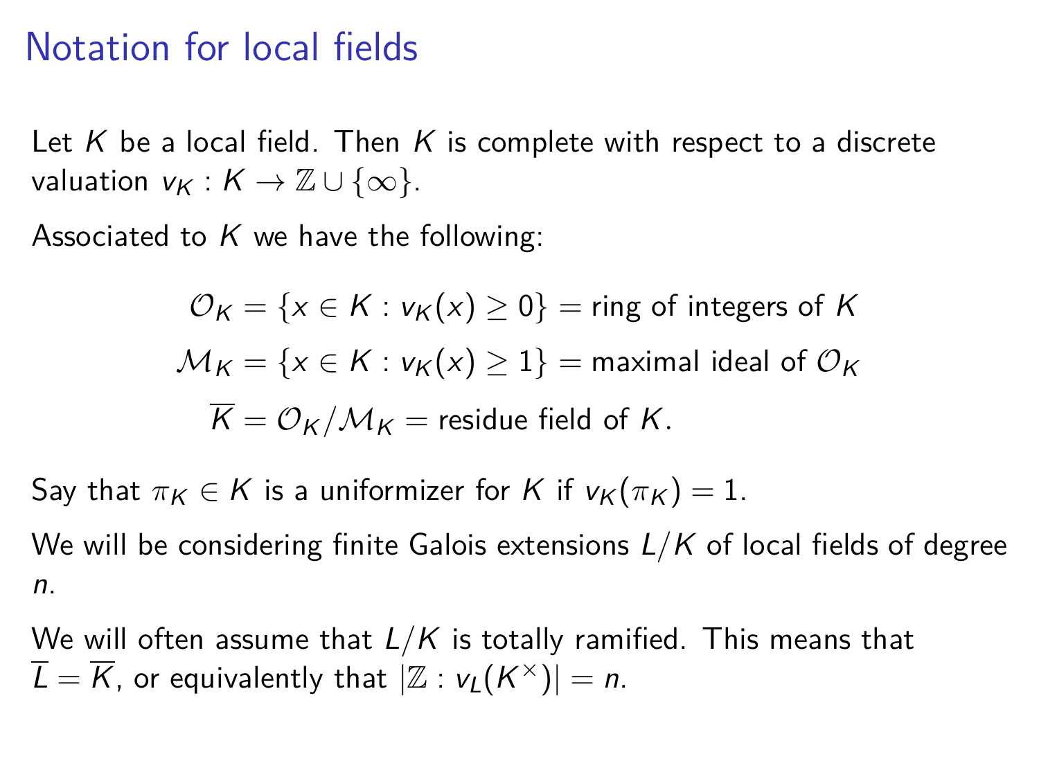# Notation for local fields

Let $K$ be a local field. Then $K$ is complete with respect to a discrete valuation $v_K : K \to \mathbb{Z} \cup \{\infty\}$.

Associated to $K$ we have the following:

$$\mathcal{O}_K = \{x \in K : v_K(x) \geq 0\} = \text{ring of integers of } K$$

$$\mathcal{M}_K = \{x \in K : v_K(x) \geq 1\} = \text{maximal ideal of } \mathcal{O}_K$$

$$\overline{K} = \mathcal{O}_K / \mathcal{M}_K = \text{residue field of } K.$$

Say that $\pi_K \in K$ is a uniformizer for $K$ if $v_K(\pi_K) = 1$.

We will be considering finite Galois extensions $L/K$ of local fields of degree $n$.

We will often assume that $L/K$ is totally ramified. This means that $\overline{L} = \overline{K}$, or equivalently that $|\mathbb{Z} : v_L(K^\times)| = n$.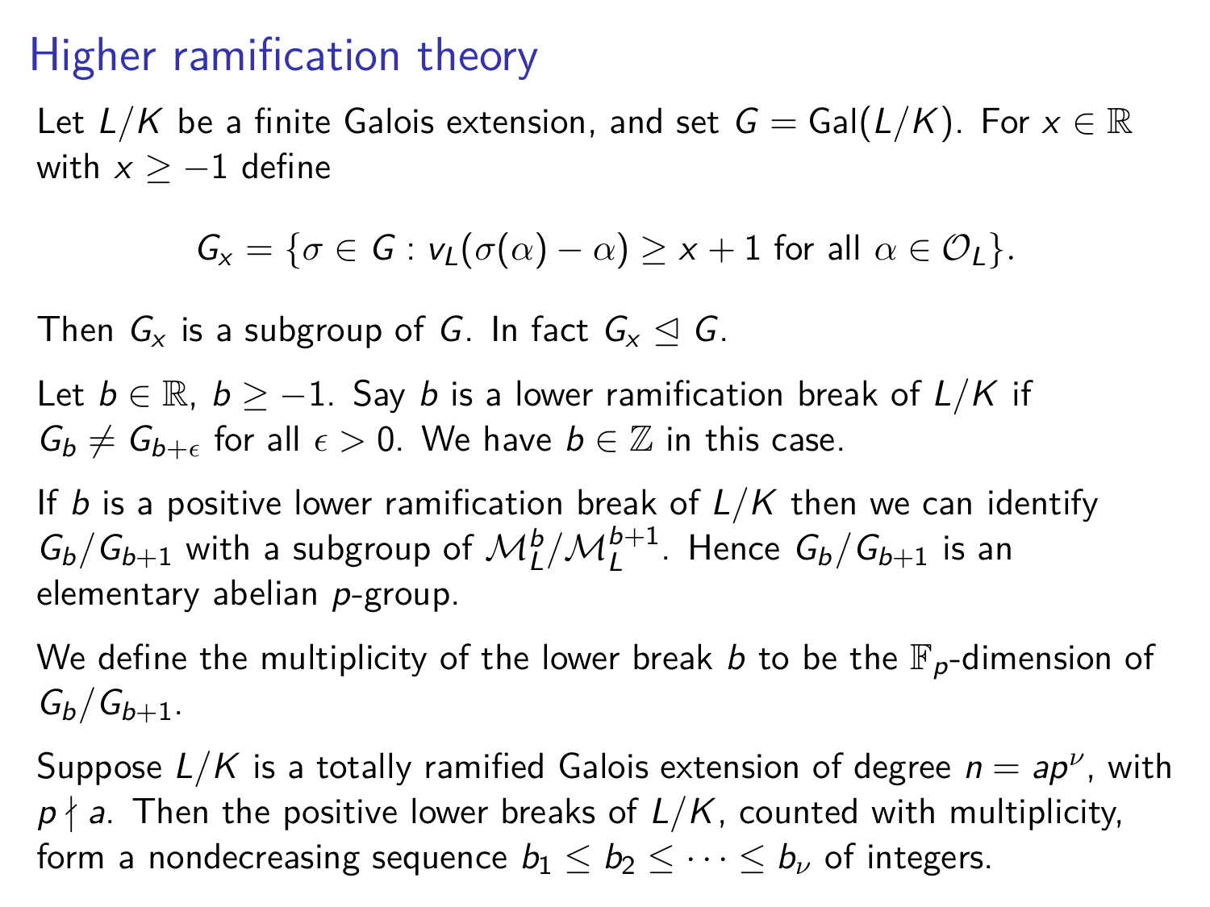# Higher ramification theory

Let $L/K$ be a finite Galois extension, and set $G = \mathrm{Gal}(L/K)$. For $x \in \mathbb{R}$ with $x \geq -1$ define

$$G_x = \{\sigma \in G : v_L(\sigma(\alpha) - \alpha) \geq x + 1 \text{ for all } \alpha \in \mathcal{O}_L\}.$$

Then $G_x$ is a subgroup of $G$. In fact $G_x \trianglelefteq G$.

Let $b \in \mathbb{R}$, $b \geq -1$. Say $b$ is a lower ramification break of $L/K$ if $G_b \neq G_{b+\epsilon}$ for all $\epsilon > 0$. We have $b \in \mathbb{Z}$ in this case.

If $b$ is a positive lower ramification break of $L/K$ then we can identify $G_b/G_{b+1}$ with a subgroup of $\mathcal{M}_L^b/\mathcal{M}_L^{b+1}$. Hence $G_b/G_{b+1}$ is an elementary abelian $p$-group.

We define the multiplicity of the lower break $b$ to be the $\mathbb{F}_p$-dimension of $G_b/G_{b+1}$.

Suppose $L/K$ is a totally ramified Galois extension of degree $n = ap^\nu$, with $p \nmid a$. Then the positive lower breaks of $L/K$, counted with multiplicity, form a nondecreasing sequence $b_1 \leq b_2 \leq \cdots \leq b_\nu$ of integers.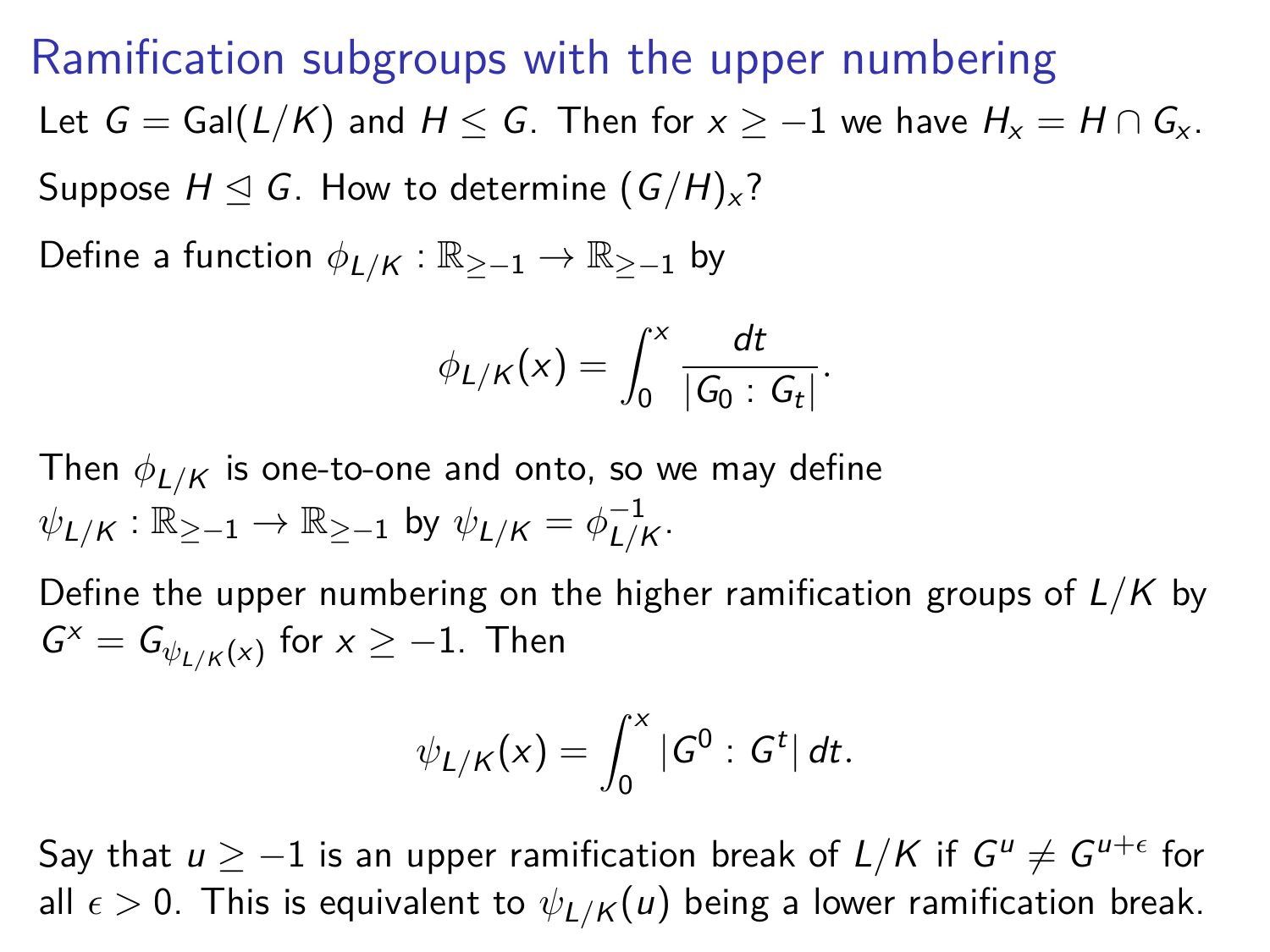# Ramification subgroups with the upper numbering

Let $G = \mathrm{Gal}(L/K)$ and $H \leq G$. Then for $x \geq -1$ we have $H_x = H \cap G_x$.

Suppose $H \trianglelefteq G$. How to determine $(G/H)_x$?

Define a function $\phi_{L/K} : \mathbb{R}_{\geq -1} \to \mathbb{R}_{\geq -1}$ by

$$\phi_{L/K}(x) = \int_0^x \frac{dt}{|G_0 : G_t|}.$$

Then $\phi_{L/K}$ is one-to-one and onto, so we may define $\psi_{L/K} : \mathbb{R}_{\geq -1} \to \mathbb{R}_{\geq -1}$ by $\psi_{L/K} = \phi_{L/K}^{-1}$.

Define the upper numbering on the higher ramification groups of $L/K$ by $G^x = G_{\psi_{L/K}(x)}$ for $x \geq -1$. Then

$$\psi_{L/K}(x) = \int_0^x |G^0 : G^t| \, dt.$$

Say that $u \geq -1$ is an upper ramification break of $L/K$ if $G^u \neq G^{u+\epsilon}$ for all $\epsilon > 0$. This is equivalent to $\psi_{L/K}(u)$ being a lower ramification break.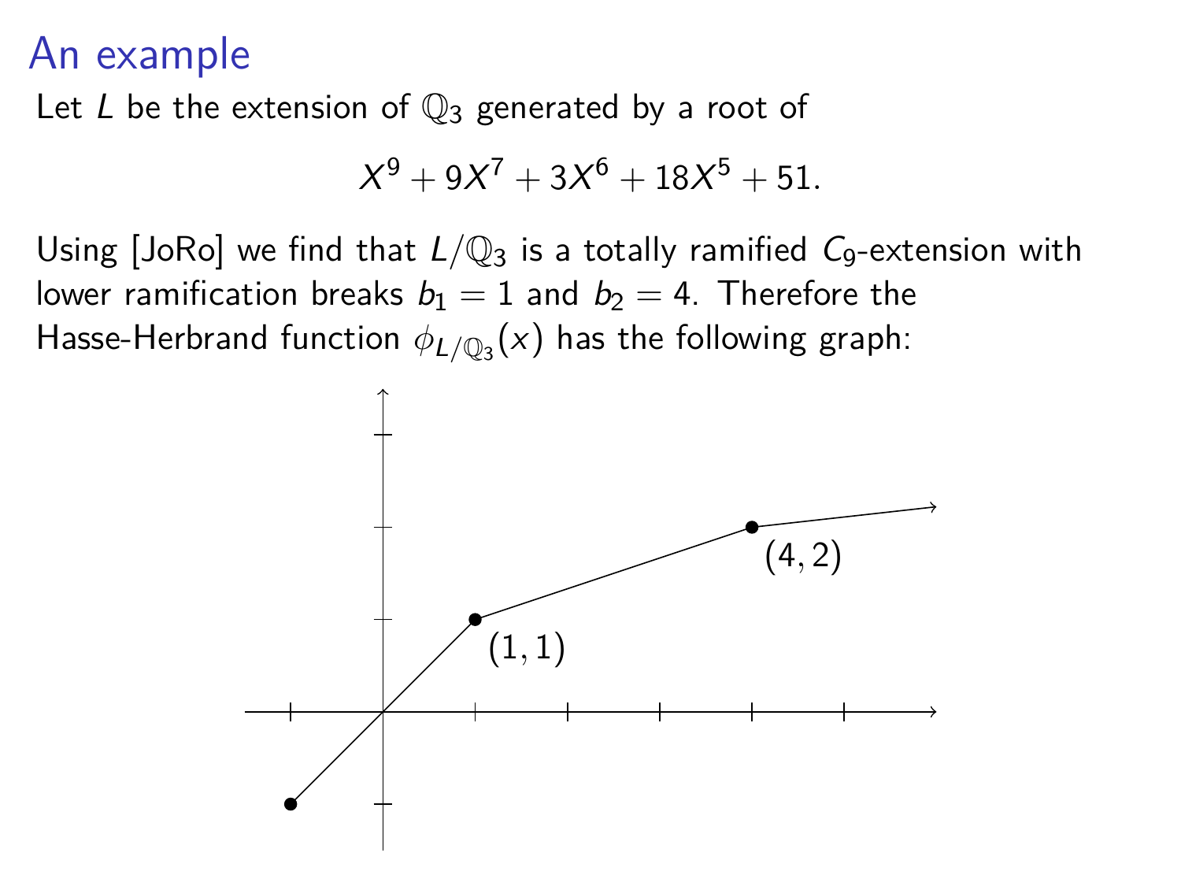# An example

Let $L$ be the extension of $\mathbb{Q}_3$ generated by a root of

$$X^9 + 9X^7 + 3X^6 + 18X^5 + 51.$$

Using [JoRo] we find that $L/\mathbb{Q}_3$ is a totally ramified $C_9$-extension with lower ramification breaks $b_1 = 1$ and $b_2 = 4$. Therefore the Hasse-Herbrand function $\phi_{L/\mathbb{Q}_3}(x)$ has the following graph:

$(1, 1)$

$(4, 2)$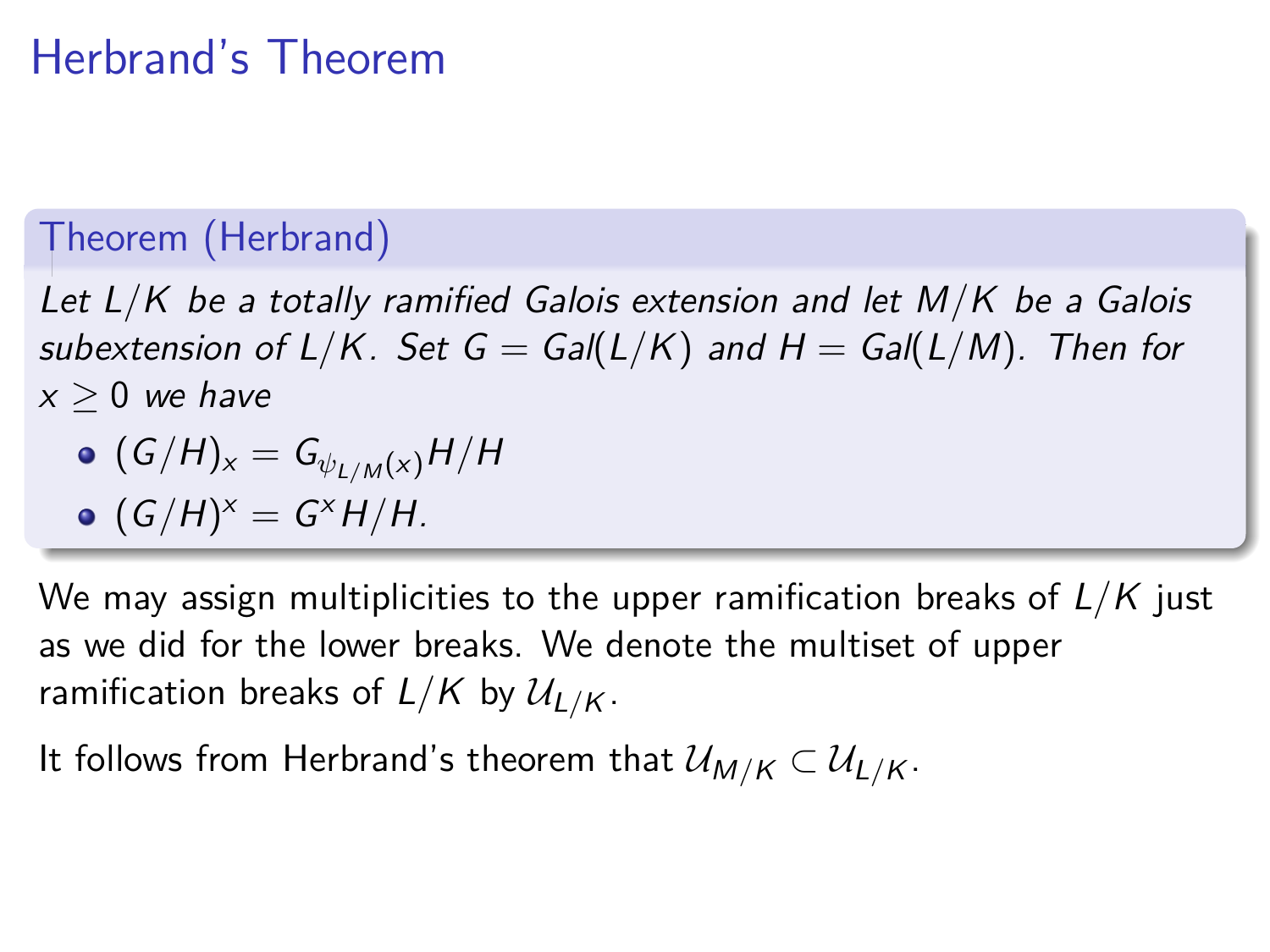# Herbrand's Theorem

**Theorem (Herbrand)**

*Let $L/K$ be a totally ramified Galois extension and let $M/K$ be a Galois subextension of $L/K$. Set $G = Gal(L/K)$ and $H = Gal(L/M)$. Then for $x \geq 0$ we have*

- $(G/H)_x = G_{\psi_{L/M}(x)}H/H$
- $(G/H)^x = G^x H/H.$

We may assign multiplicities to the upper ramification breaks of $L/K$ just as we did for the lower breaks. We denote the multiset of upper ramification breaks of $L/K$ by $\mathcal{U}_{L/K}$.

It follows from Herbrand's theorem that $\mathcal{U}_{M/K} \subset \mathcal{U}_{L/K}$.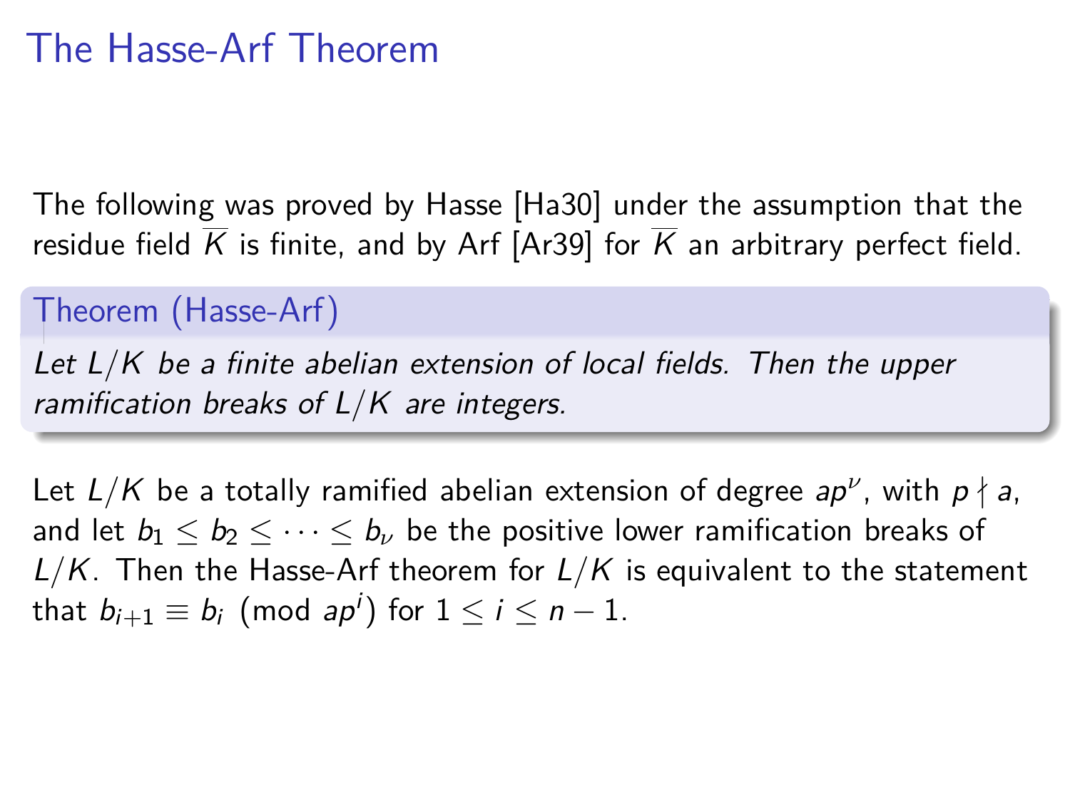# The Hasse-Arf Theorem

The following was proved by Hasse [Ha30] under the assumption that the residue field $\overline{K}$ is finite, and by Arf [Ar39] for $\overline{K}$ an arbitrary perfect field.

**Theorem (Hasse-Arf)**

*Let $L/K$ be a finite abelian extension of local fields. Then the upper ramification breaks of $L/K$ are integers.*

Let $L/K$ be a totally ramified abelian extension of degree $ap^\nu$, with $p \nmid a$, and let $b_1 \leq b_2 \leq \cdots \leq b_\nu$ be the positive lower ramification breaks of $L/K$. Then the Hasse-Arf theorem for $L/K$ is equivalent to the statement that $b_{i+1} \equiv b_i \pmod{ap^i}$ for $1 \leq i \leq n-1$.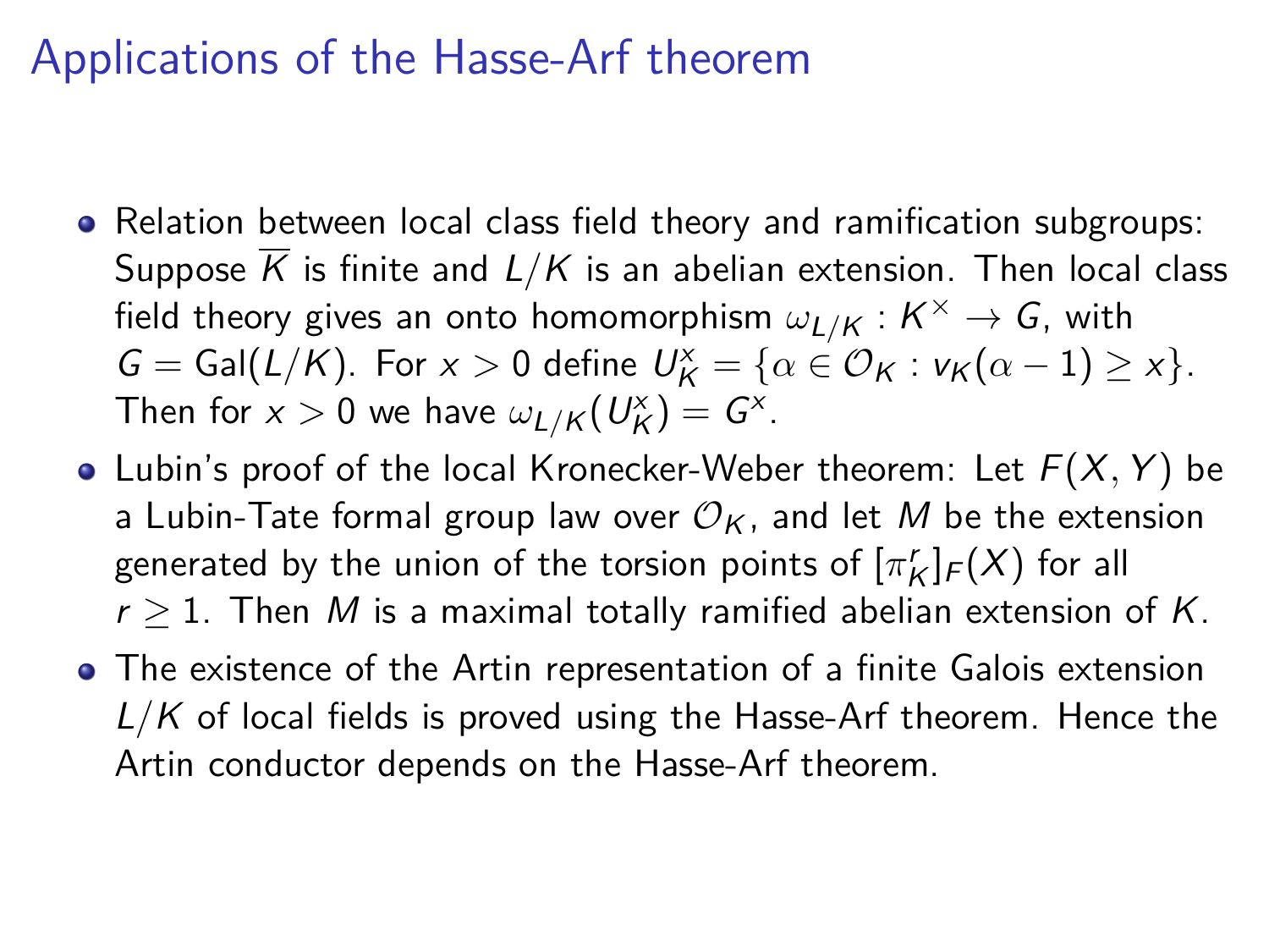# Applications of the Hasse-Arf theorem

- Relation between local class field theory and ramification subgroups: Suppose $\overline{K}$ is finite and $L/K$ is an abelian extension. Then local class field theory gives an onto homomorphism $\omega_{L/K} : K^\times \to G$, with $G = \mathrm{Gal}(L/K)$. For $x > 0$ define $U_K^x = \{\alpha \in \mathcal{O}_K : v_K(\alpha - 1) \geq x\}$. Then for $x > 0$ we have $\omega_{L/K}(U_K^x) = G^x$.
- Lubin's proof of the local Kronecker-Weber theorem: Let $F(X, Y)$ be a Lubin-Tate formal group law over $\mathcal{O}_K$, and let $M$ be the extension generated by the union of the torsion points of $[\pi_K^r]_F(X)$ for all $r \geq 1$. Then $M$ is a maximal totally ramified abelian extension of $K$.
- The existence of the Artin representation of a finite Galois extension $L/K$ of local fields is proved using the Hasse-Arf theorem. Hence the Artin conductor depends on the Hasse-Arf theorem.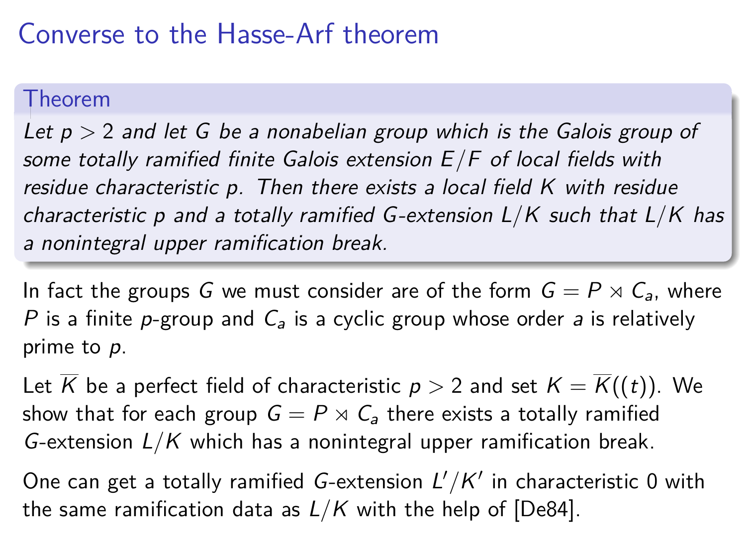# Converse to the Hasse-Arf theorem

**Theorem**

*Let $p > 2$ and let $G$ be a nonabelian group which is the Galois group of some totally ramified finite Galois extension $E/F$ of local fields with residue characteristic $p$. Then there exists a local field $K$ with residue characteristic $p$ and a totally ramified $G$-extension $L/K$ such that $L/K$ has a nonintegral upper ramification break.*

In fact the groups $G$ we must consider are of the form $G = P \rtimes C_a$, where $P$ is a finite $p$-group and $C_a$ is a cyclic group whose order $a$ is relatively prime to $p$.

Let $\overline{K}$ be a perfect field of characteristic $p > 2$ and set $K = \overline{K}((t))$. We show that for each group $G = P \rtimes C_a$ there exists a totally ramified $G$-extension $L/K$ which has a nonintegral upper ramification break.

One can get a totally ramified $G$-extension $L'/K'$ in characteristic 0 with the same ramification data as $L/K$ with the help of [De84].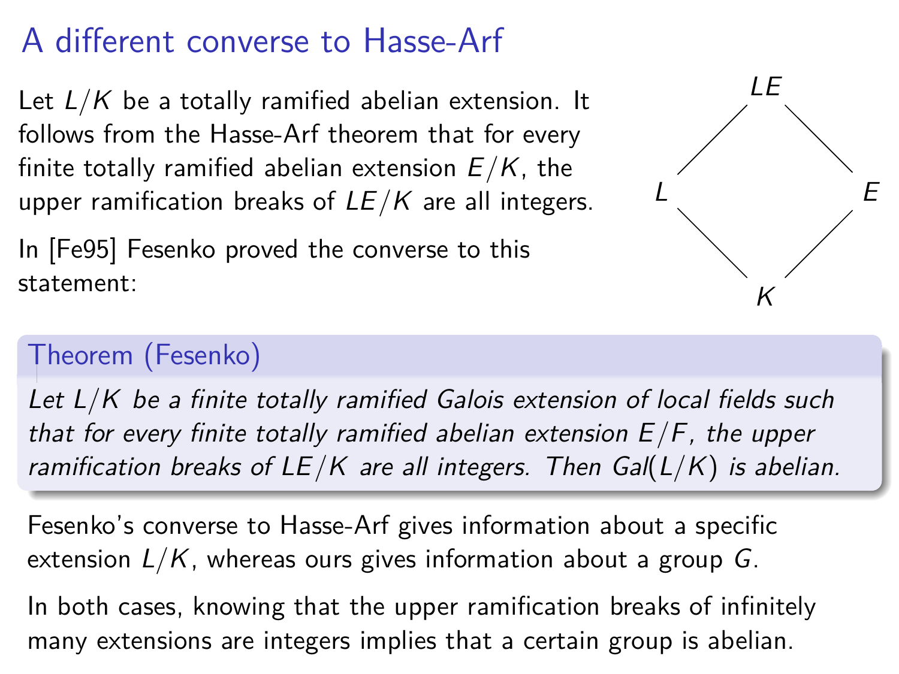# A different converse to Hasse-Arf

Let $L/K$ be a totally ramified abelian extension. It follows from the Hasse-Arf theorem that for every finite totally ramified abelian extension $E/K$, the upper ramification breaks of $LE/K$ are all integers.

In [Fe95] Fesenko proved the converse to this statement:

$$
\begin{array}{ccc}
 & LE & \\
L & & E \\
 & K & 
\end{array}
$$

**Theorem (Fesenko)**

*Let $L/K$ be a finite totally ramified Galois extension of local fields such that for every finite totally ramified abelian extension $E/F$, the upper ramification breaks of $LE/K$ are all integers. Then $Gal(L/K)$ is abelian.*

Fesenko's converse to Hasse-Arf gives information about a specific extension $L/K$, whereas ours gives information about a group $G$.

In both cases, knowing that the upper ramification breaks of infinitely many extensions are integers implies that a certain group is abelian.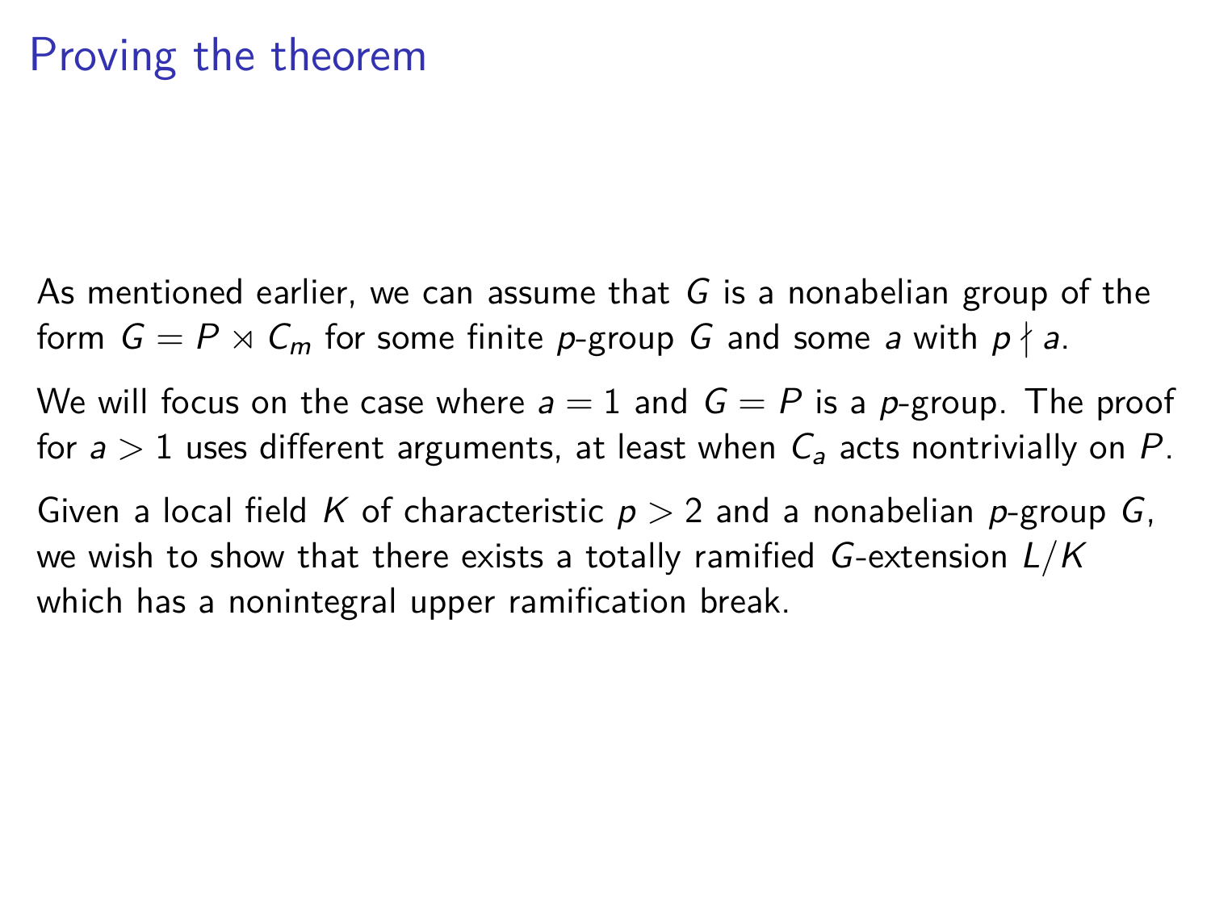# Proving the theorem

As mentioned earlier, we can assume that $G$ is a nonabelian group of the form $G = P \rtimes C_m$ for some finite $p$-group $G$ and some $a$ with $p \nmid a$.

We will focus on the case where $a = 1$ and $G = P$ is a $p$-group. The proof for $a > 1$ uses different arguments, at least when $C_a$ acts nontrivially on $P$.

Given a local field $K$ of characteristic $p > 2$ and a nonabelian $p$-group $G$, we wish to show that there exists a totally ramified $G$-extension $L/K$ which has a nonintegral upper ramification break.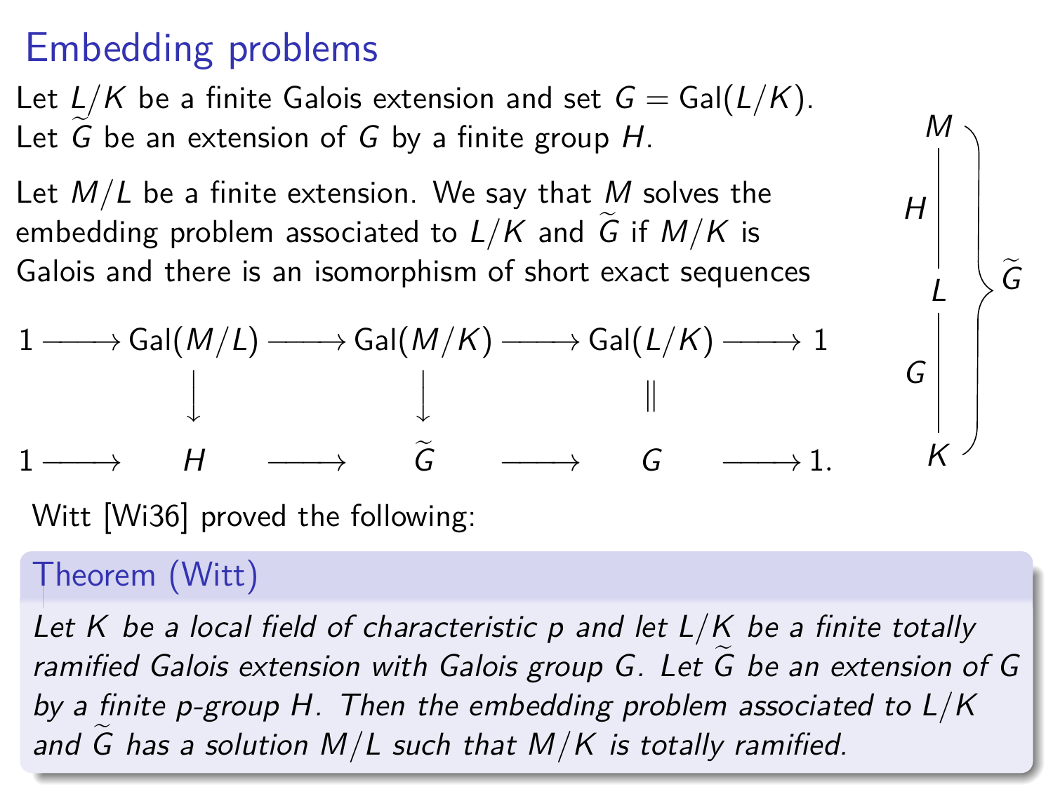## Embedding problems

Let $L/K$ be a finite Galois extension and set $G = \mathrm{Gal}(L/K)$. Let $\widetilde{G}$ be an extension of $G$ by a finite group $H$.

Let $M/L$ be a finite extension. We say that $M$ solves the embedding problem associated to $L/K$ and $\widetilde{G}$ if $M/K$ is Galois and there is an isomorphism of short exact sequences

$$
\begin{array}{ccccccccc}
1 & \longrightarrow & \mathrm{Gal}(M/L) & \longrightarrow & \mathrm{Gal}(M/K) & \longrightarrow & \mathrm{Gal}(L/K) & \longrightarrow & 1 \\
 & & \downarrow & & \downarrow & & \| & & \\
1 & \longrightarrow & H & \longrightarrow & \widetilde{G} & \longrightarrow & G & \longrightarrow & 1.
\end{array}
$$

$$
\begin{array}{c}
M \\
\Big| \, H \\
L \\
\Big| \, G \\
K
\end{array}
\quad \Big\} \, \widetilde{G}
$$

Witt [Wi36] proved the following:

**Theorem (Witt)**

*Let $K$ be a local field of characteristic $p$ and let $L/K$ be a finite totally ramified Galois extension with Galois group $G$. Let $\widetilde{G}$ be an extension of $G$ by a finite $p$-group $H$. Then the embedding problem associated to $L/K$ and $\widetilde{G}$ has a solution $M/L$ such that $M/K$ is totally ramified.*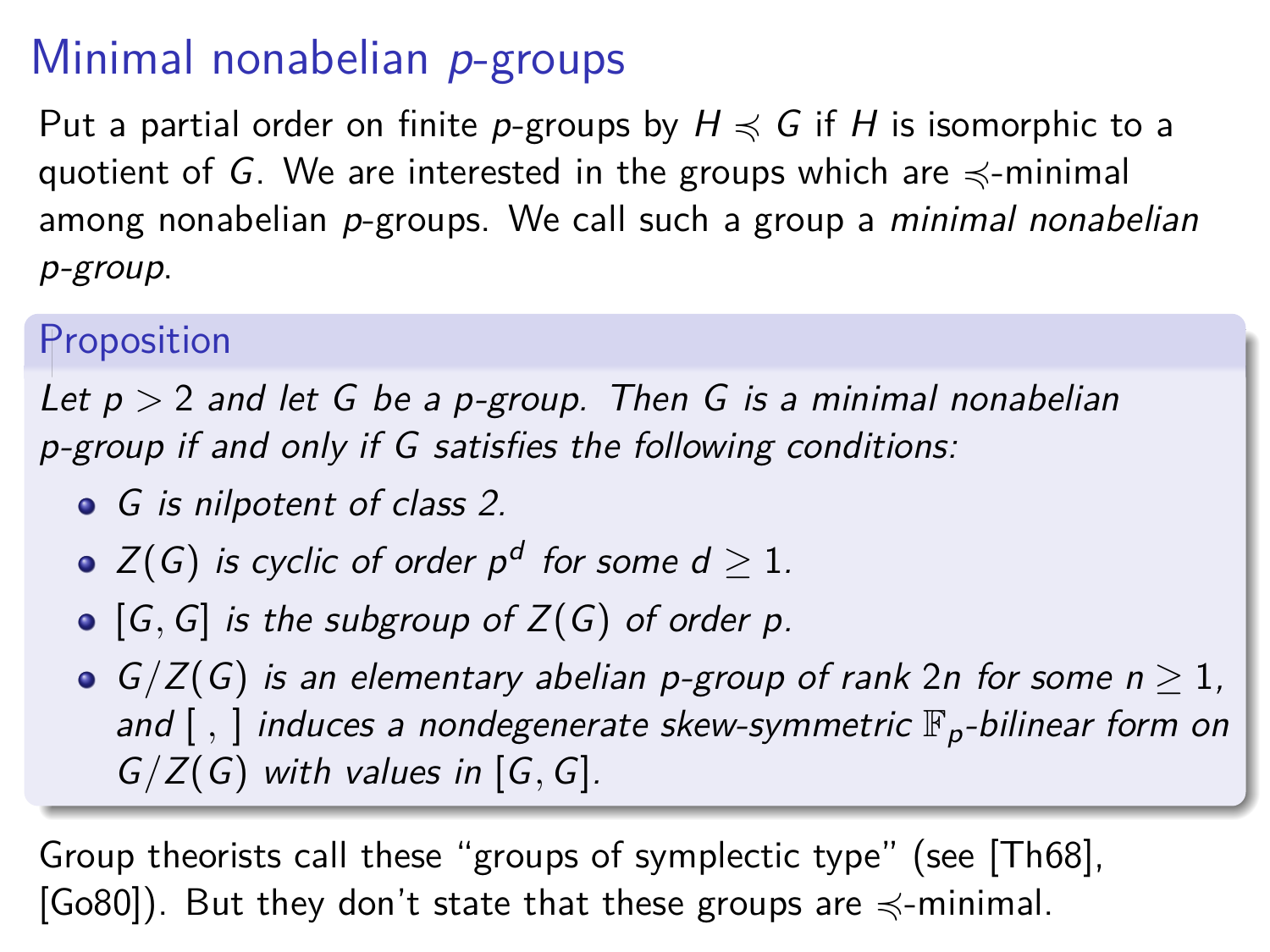# Minimal nonabelian $p$-groups

Put a partial order on finite $p$-groups by $H \preccurlyeq G$ if $H$ is isomorphic to a quotient of $G$. We are interested in the groups which are $\preccurlyeq$-minimal among nonabelian $p$-groups. We call such a group a *minimal nonabelian $p$-group*.

**Proposition**

*Let $p > 2$ and let $G$ be a $p$-group. Then $G$ is a minimal nonabelian $p$-group if and only if $G$ satisfies the following conditions:*

- *$G$ is nilpotent of class 2.*
- *$Z(G)$ is cyclic of order $p^d$ for some $d \geq 1$.*
- *$[G, G]$ is the subgroup of $Z(G)$ of order $p$.*
- *$G/Z(G)$ is an elementary abelian $p$-group of rank $2n$ for some $n \geq 1$, and $[\ ,\ ]$ induces a nondegenerate skew-symmetric $\mathbb{F}_p$-bilinear form on $G/Z(G)$ with values in $[G, G]$.*

Group theorists call these "groups of symplectic type" (see [Th68], [Go80]). But they don't state that these groups are $\preccurlyeq$-minimal.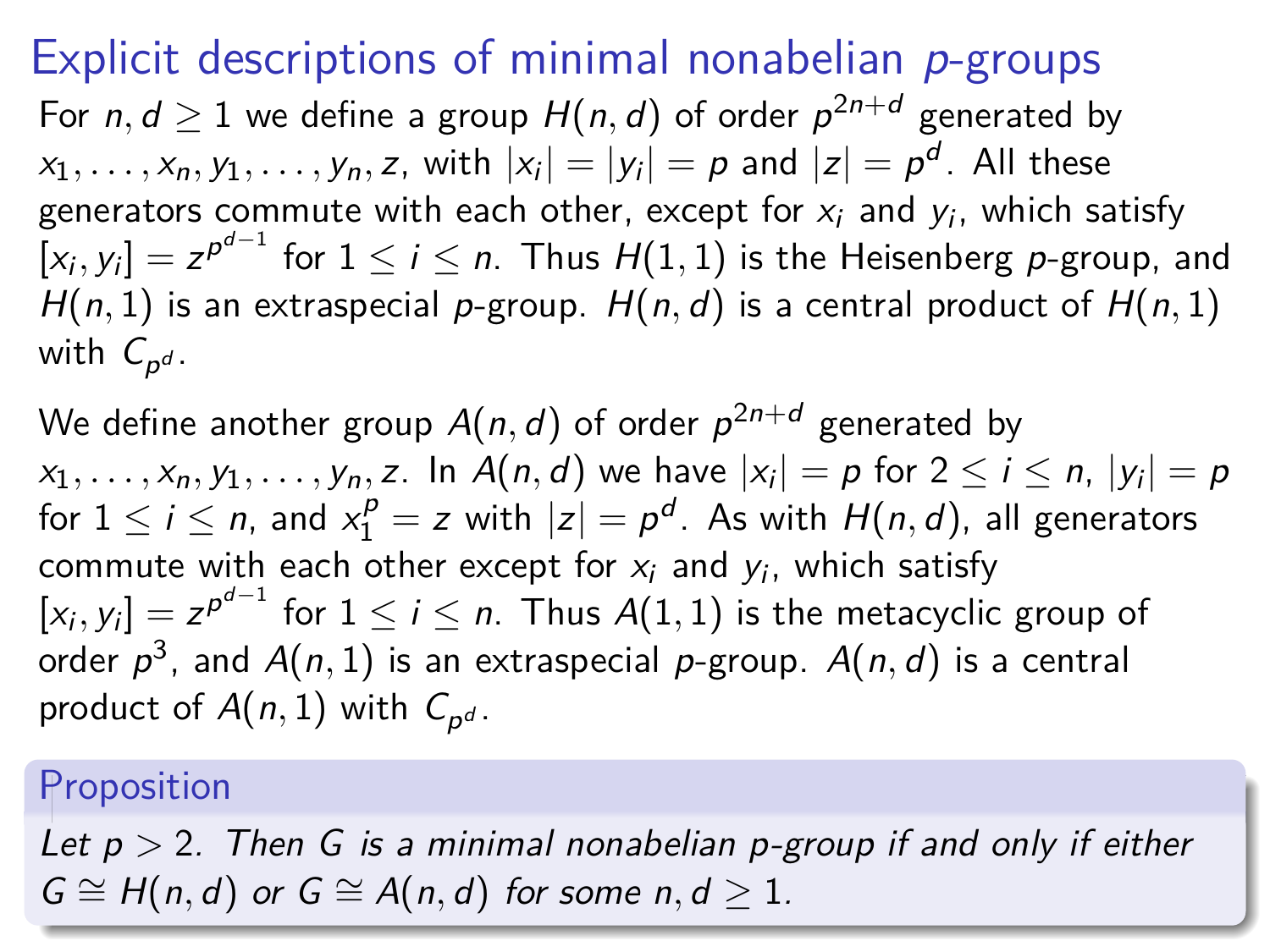# Explicit descriptions of minimal nonabelian $p$-groups

For $n, d \geq 1$ we define a group $H(n,d)$ of order $p^{2n+d}$ generated by $x_1, \ldots, x_n, y_1, \ldots, y_n, z$, with $|x_i| = |y_i| = p$ and $|z| = p^d$. All these generators commute with each other, except for $x_i$ and $y_i$, which satisfy $[x_i, y_i] = z^{p^{d-1}}$ for $1 \leq i \leq n$. Thus $H(1,1)$ is the Heisenberg $p$-group, and $H(n,1)$ is an extraspecial $p$-group. $H(n,d)$ is a central product of $H(n,1)$ with $C_{p^d}$.

We define another group $A(n,d)$ of order $p^{2n+d}$ generated by $x_1, \ldots, x_n, y_1, \ldots, y_n, z$. In $A(n,d)$ we have $|x_i| = p$ for $2 \leq i \leq n$, $|y_i| = p$ for $1 \leq i \leq n$, and $x_1^p = z$ with $|z| = p^d$. As with $H(n,d)$, all generators commute with each other except for $x_i$ and $y_i$, which satisfy $[x_i, y_i] = z^{p^{d-1}}$ for $1 \leq i \leq n$. Thus $A(1,1)$ is the metacyclic group of order $p^3$, and $A(n,1)$ is an extraspecial $p$-group. $A(n,d)$ is a central product of $A(n,1)$ with $C_{p^d}$.

**Proposition**

*Let $p > 2$. Then $G$ is a minimal nonabelian $p$-group if and only if either $G \cong H(n,d)$ or $G \cong A(n,d)$ for some $n, d \geq 1$.*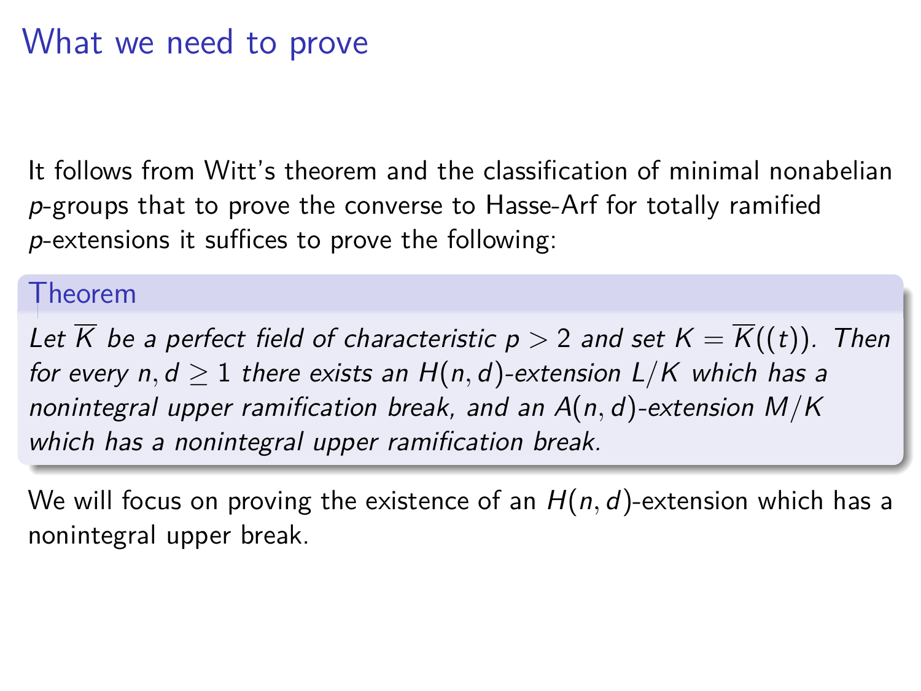# What we need to prove

It follows from Witt's theorem and the classification of minimal nonabelian $p$-groups that to prove the converse to Hasse-Arf for totally ramified $p$-extensions it suffices to prove the following:

**Theorem**

*Let $\overline{K}$ be a perfect field of characteristic $p > 2$ and set $K = \overline{K}((t))$. Then for every $n, d \geq 1$ there exists an $H(n, d)$-extension $L/K$ which has a nonintegral upper ramification break, and an $A(n, d)$-extension $M/K$ which has a nonintegral upper ramification break.*

We will focus on proving the existence of an $H(n, d)$-extension which has a nonintegral upper break.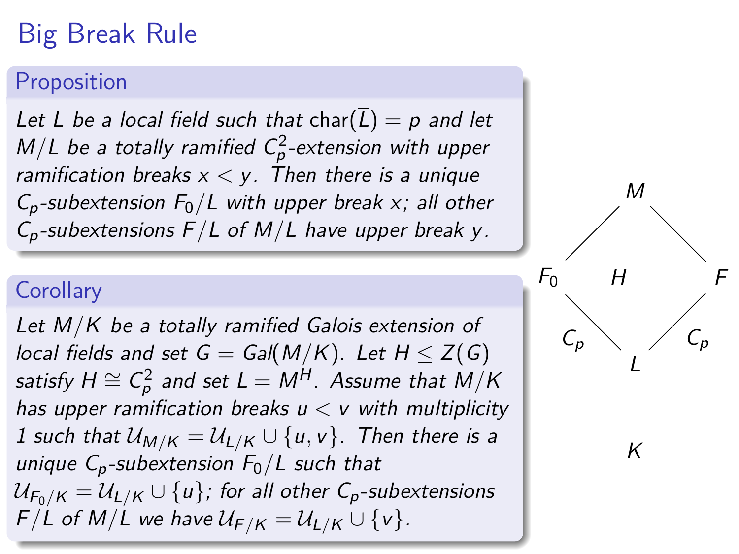# Big Break Rule

**Proposition**

*Let $L$ be a local field such that $\mathrm{char}(\overline{L}) = p$ and let $M/L$ be a totally ramified $C_p^2$-extension with upper ramification breaks $x < y$. Then there is a unique $C_p$-subextension $F_0/L$ with upper break $x$; all other $C_p$-subextensions $F/L$ of $M/L$ have upper break $y$.*

**Corollary**

*Let $M/K$ be a totally ramified Galois extension of local fields and set $G = Gal(M/K)$. Let $H \leq Z(G)$ satisfy $H \cong C_p^2$ and set $L = M^H$. Assume that $M/K$ has upper ramification breaks $u < v$ with multiplicity 1 such that $\mathcal{U}_{M/K} = \mathcal{U}_{L/K} \cup \{u, v\}$. Then there is a unique $C_p$-subextension $F_0/L$ such that $\mathcal{U}_{F_0/K} = \mathcal{U}_{L/K} \cup \{u\}$; for all other $C_p$-subextensions $F/L$ of $M/L$ we have $\mathcal{U}_{F/K} = \mathcal{U}_{L/K} \cup \{v\}$.*

$$
\begin{array}{ccccc}
 & & M & & \\
 & \diagup & | & \diagdown & \\
F_0 & & H & & F \\
 & \underset{C_p}{\diagdown} & | & \underset{C_p}{\diagup} & \\
 & & L & & \\
 & & | & & \\
 & & K & &
\end{array}
$$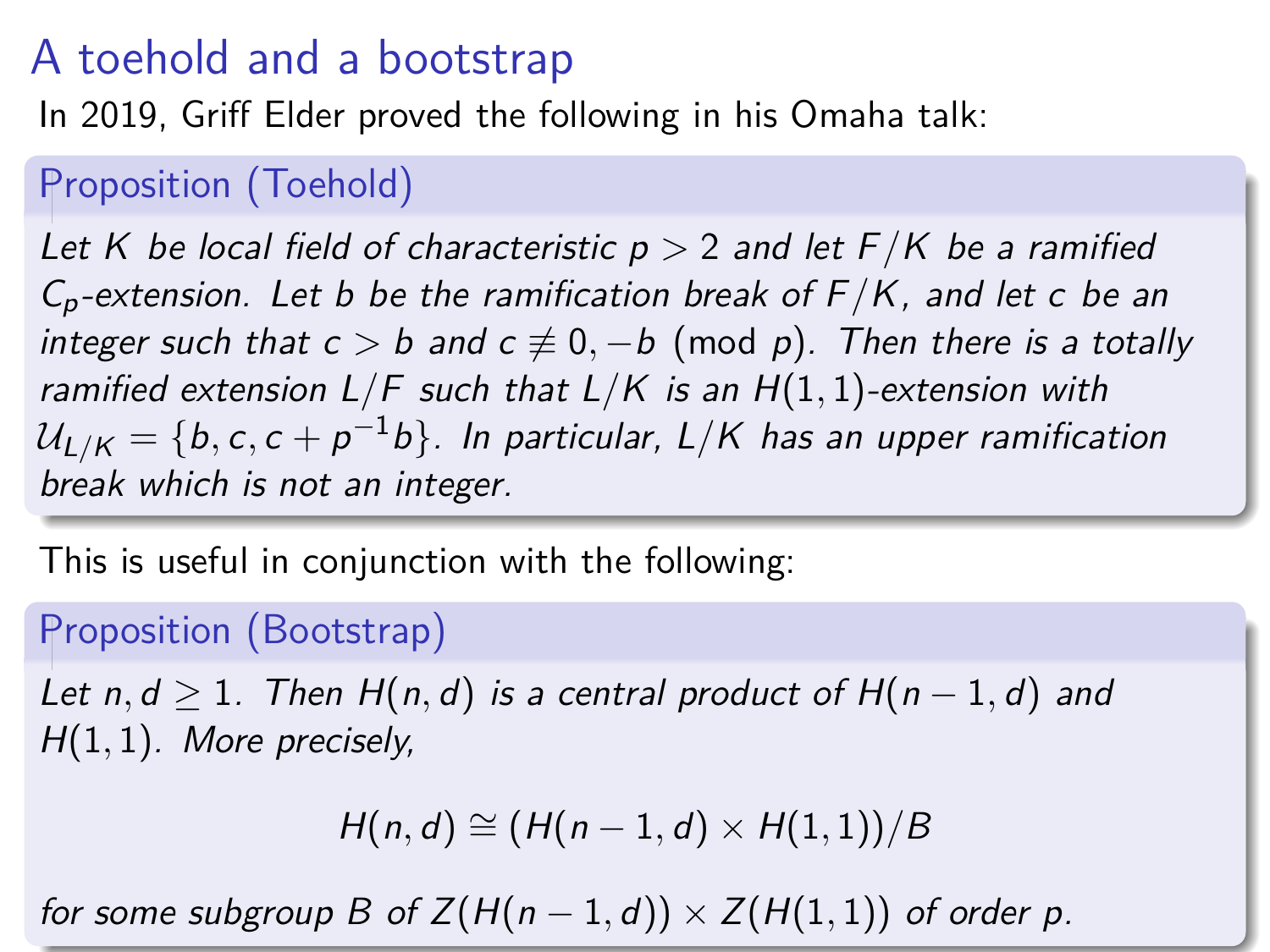# A toehold and a bootstrap

In 2019, Griff Elder proved the following in his Omaha talk:

**Proposition (Toehold)**

*Let $K$ be local field of characteristic $p > 2$ and let $F/K$ be a ramified $C_p$-extension. Let $b$ be the ramification break of $F/K$, and let $c$ be an integer such that $c > b$ and $c \not\equiv 0, -b \pmod{p}$. Then there is a totally ramified extension $L/F$ such that $L/K$ is an $H(1,1)$-extension with $\mathcal{U}_{L/K} = \{b, c, c + p^{-1}b\}$. In particular, $L/K$ has an upper ramification break which is not an integer.*

This is useful in conjunction with the following:

**Proposition (Bootstrap)**

*Let $n, d \geq 1$. Then $H(n,d)$ is a central product of $H(n-1,d)$ and $H(1,1)$. More precisely,*

$$H(n,d) \cong (H(n-1,d) \times H(1,1))/B$$

*for some subgroup $B$ of $Z(H(n-1,d)) \times Z(H(1,1))$ of order $p$.*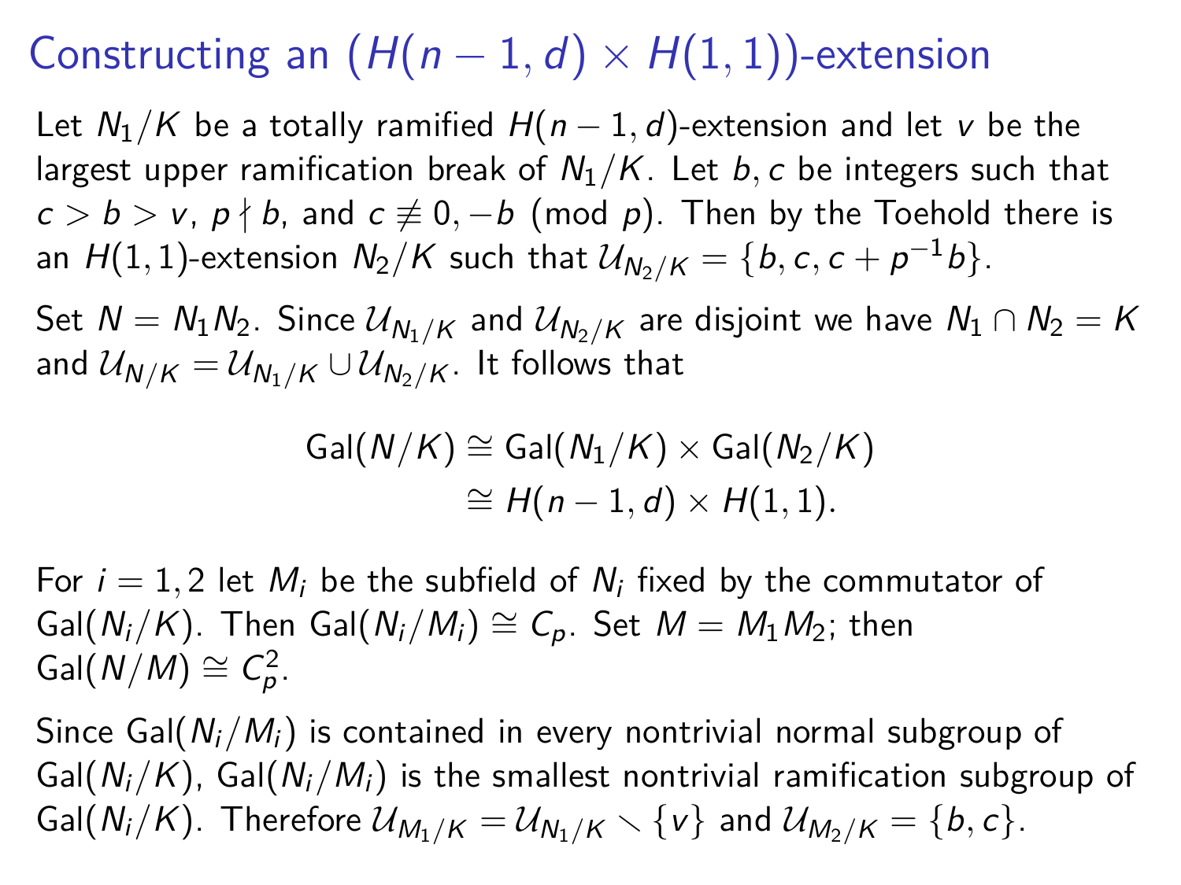# Constructing an $(H(n-1,d) \times H(1,1))$-extension

Let $N_1/K$ be a totally ramified $H(n-1,d)$-extension and let $v$ be the largest upper ramification break of $N_1/K$. Let $b, c$ be integers such that $c > b > v$, $p \nmid b$, and $c \not\equiv 0, -b \pmod{p}$. Then by the Toehold there is an $H(1,1)$-extension $N_2/K$ such that $\mathcal{U}_{N_2/K} = \{b, c, c + p^{-1}b\}$.

Set $N = N_1 N_2$. Since $\mathcal{U}_{N_1/K}$ and $\mathcal{U}_{N_2/K}$ are disjoint we have $N_1 \cap N_2 = K$ and $\mathcal{U}_{N/K} = \mathcal{U}_{N_1/K} \cup \mathcal{U}_{N_2/K}$. It follows that

$$\begin{aligned} \mathrm{Gal}(N/K) &\cong \mathrm{Gal}(N_1/K) \times \mathrm{Gal}(N_2/K) \\ &\cong H(n-1,d) \times H(1,1). \end{aligned}$$

For $i = 1, 2$ let $M_i$ be the subfield of $N_i$ fixed by the commutator of $\mathrm{Gal}(N_i/K)$. Then $\mathrm{Gal}(N_i/M_i) \cong C_p$. Set $M = M_1 M_2$; then $\mathrm{Gal}(N/M) \cong C_p^2$.

Since $\mathrm{Gal}(N_i/M_i)$ is contained in every nontrivial normal subgroup of $\mathrm{Gal}(N_i/K)$, $\mathrm{Gal}(N_i/M_i)$ is the smallest nontrivial ramification subgroup of $\mathrm{Gal}(N_i/K)$. Therefore $\mathcal{U}_{M_1/K} = \mathcal{U}_{N_1/K} \smallsetminus \{v\}$ and $\mathcal{U}_{M_2/K} = \{b, c\}$.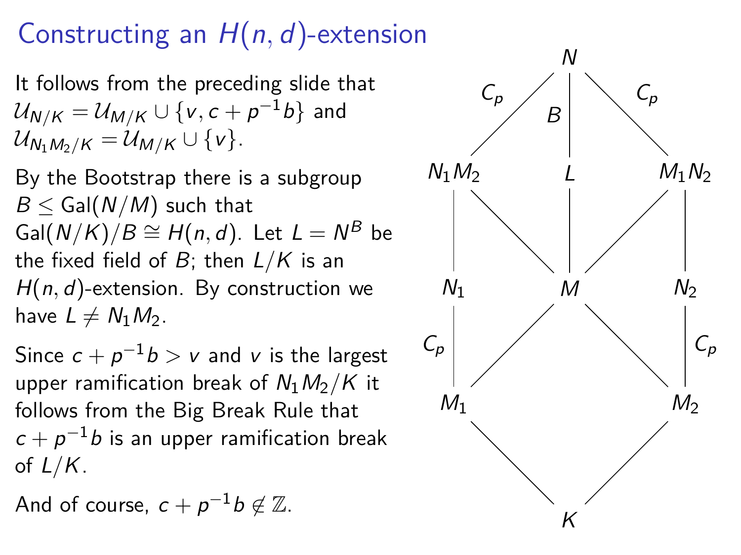# Constructing an $H(n, d)$-extension

It follows from the preceding slide that $\mathcal{U}_{N/K} = \mathcal{U}_{M/K} \cup \{v, c + p^{-1}b\}$ and $\mathcal{U}_{N_1M_2/K} = \mathcal{U}_{M/K} \cup \{v\}$.

By the Bootstrap there is a subgroup $B \leq \mathrm{Gal}(N/M)$ such that $\mathrm{Gal}(N/K)/B \cong H(n, d)$. Let $L = N^B$ be the fixed field of $B$; then $L/K$ is an $H(n, d)$-extension. By construction we have $L \neq N_1M_2$.

Since $c + p^{-1}b > v$ and $v$ is the largest upper ramification break of $N_1M_2/K$ it follows from the Big Break Rule that $c + p^{-1}b$ is an upper ramification break of $L/K$.

And of course, $c + p^{-1}b \notin \mathbb{Z}$.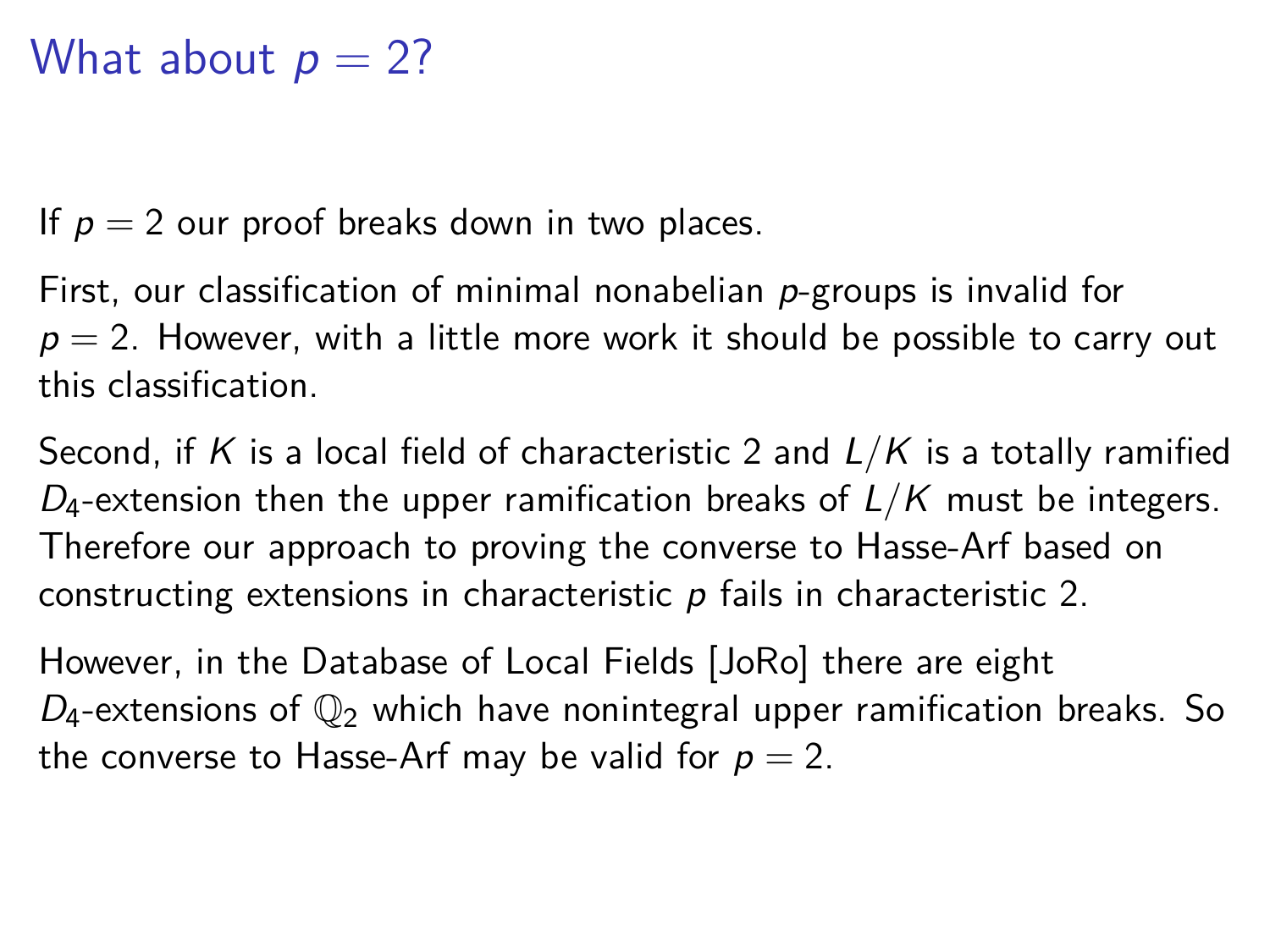# What about $p = 2$?

If $p = 2$ our proof breaks down in two places.

First, our classification of minimal nonabelian $p$-groups is invalid for $p = 2$. However, with a little more work it should be possible to carry out this classification.

Second, if $K$ is a local field of characteristic 2 and $L/K$ is a totally ramified $D_4$-extension then the upper ramification breaks of $L/K$ must be integers. Therefore our approach to proving the converse to Hasse-Arf based on constructing extensions in characteristic $p$ fails in characteristic 2.

However, in the Database of Local Fields [JoRo] there are eight $D_4$-extensions of $\mathbb{Q}_2$ which have nonintegral upper ramification breaks. So the converse to Hasse-Arf may be valid for $p = 2$.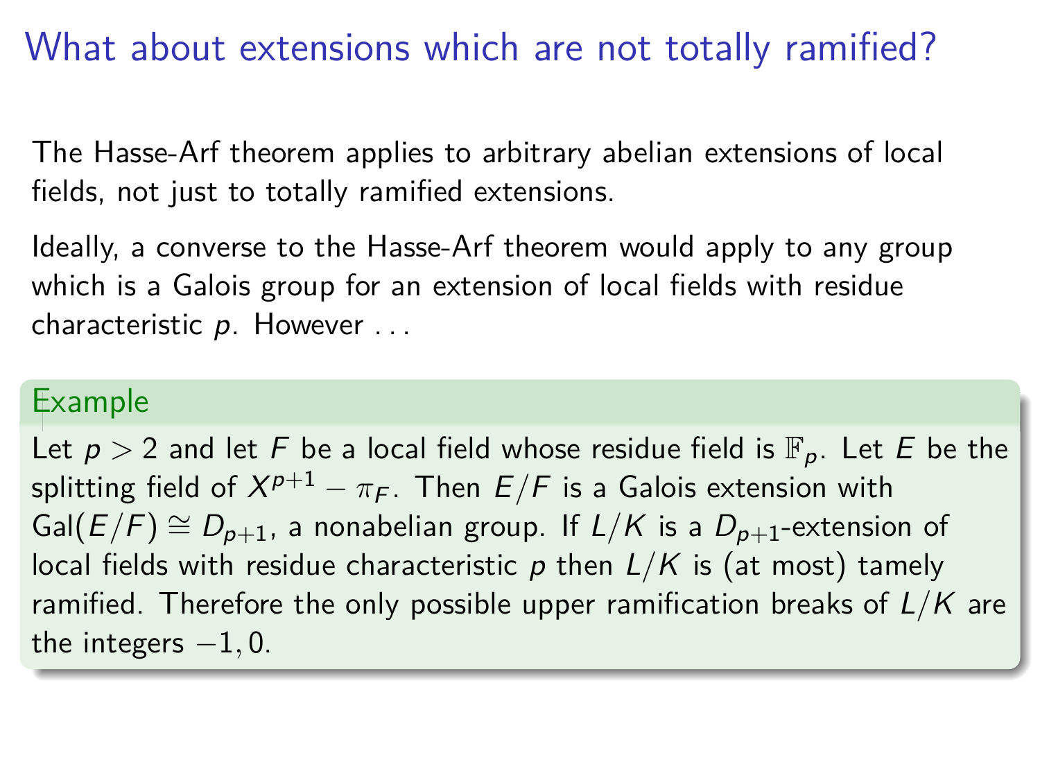# What about extensions which are not totally ramified?

The Hasse-Arf theorem applies to arbitrary abelian extensions of local fields, not just to totally ramified extensions.

Ideally, a converse to the Hasse-Arf theorem would apply to any group which is a Galois group for an extension of local fields with residue characteristic $p$. However ...

**Example**

Let $p > 2$ and let $F$ be a local field whose residue field is $\mathbb{F}_p$. Let $E$ be the splitting field of $X^{p+1} - \pi_F$. Then $E/F$ is a Galois extension with $\mathrm{Gal}(E/F) \cong D_{p+1}$, a nonabelian group. If $L/K$ is a $D_{p+1}$-extension of local fields with residue characteristic $p$ then $L/K$ is (at most) tamely ramified. Therefore the only possible upper ramification breaks of $L/K$ are the integers $-1, 0$.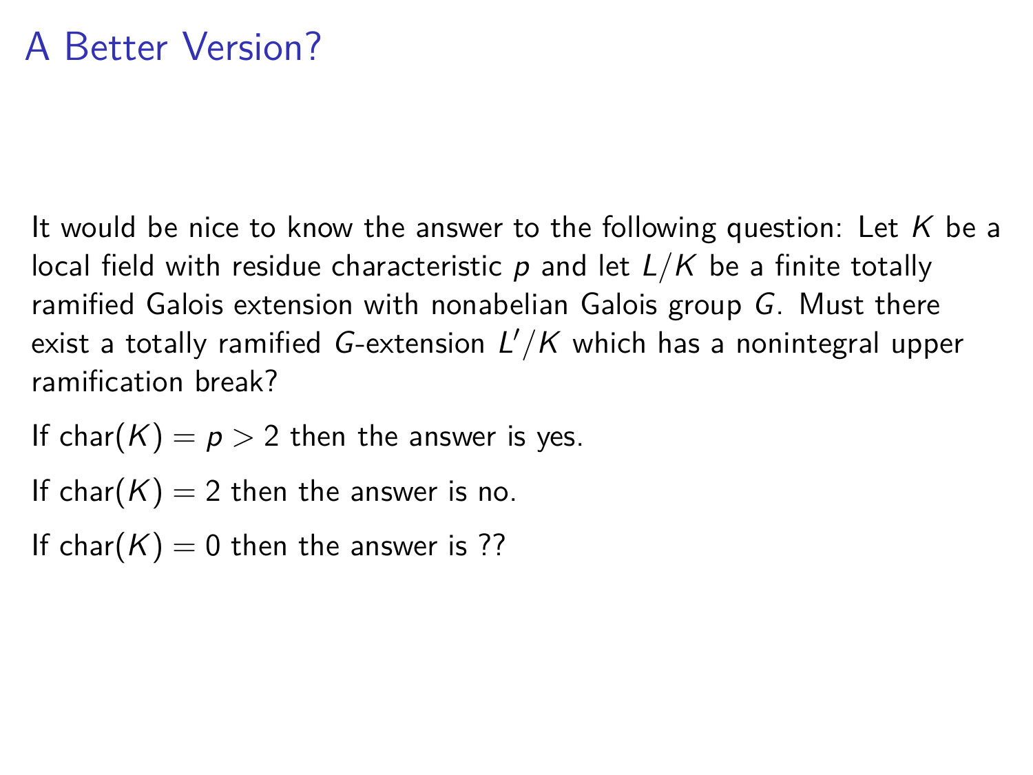# A Better Version?

It would be nice to know the answer to the following question: Let $K$ be a local field with residue characteristic $p$ and let $L/K$ be a finite totally ramified Galois extension with nonabelian Galois group $G$. Must there exist a totally ramified $G$-extension $L'/K$ which has a nonintegral upper ramification break?

If $\mathrm{char}(K) = p > 2$ then the answer is yes.

If $\mathrm{char}(K) = 2$ then the answer is no.

If $\mathrm{char}(K) = 0$ then the answer is ??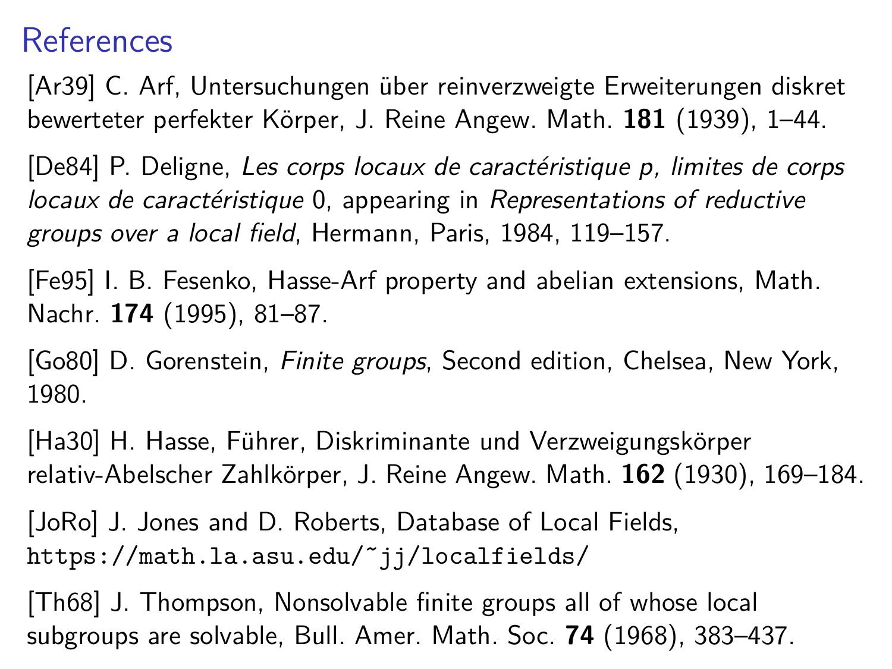# References

[Ar39] C. Arf, Untersuchungen über reinverzweigte Erweiterungen diskret bewerteter perfekter Körper, J. Reine Angew. Math. **181** (1939), 1–44.

[De84] P. Deligne, *Les corps locaux de caractéristique p, limites de corps locaux de caractéristique* 0, appearing in *Representations of reductive groups over a local field*, Hermann, Paris, 1984, 119–157.

[Fe95] I. B. Fesenko, Hasse-Arf property and abelian extensions, Math. Nachr. **174** (1995), 81–87.

[Go80] D. Gorenstein, *Finite groups*, Second edition, Chelsea, New York, 1980.

[Ha30] H. Hasse, Führer, Diskriminante und Verzweigungskörper relativ-Abelscher Zahlkörper, J. Reine Angew. Math. **162** (1930), 169–184.

[JoRo] J. Jones and D. Roberts, Database of Local Fields, `https://math.la.asu.edu/~jj/localfields/`

[Th68] J. Thompson, Nonsolvable finite groups all of whose local subgroups are solvable, Bull. Amer. Math. Soc. **74** (1968), 383–437.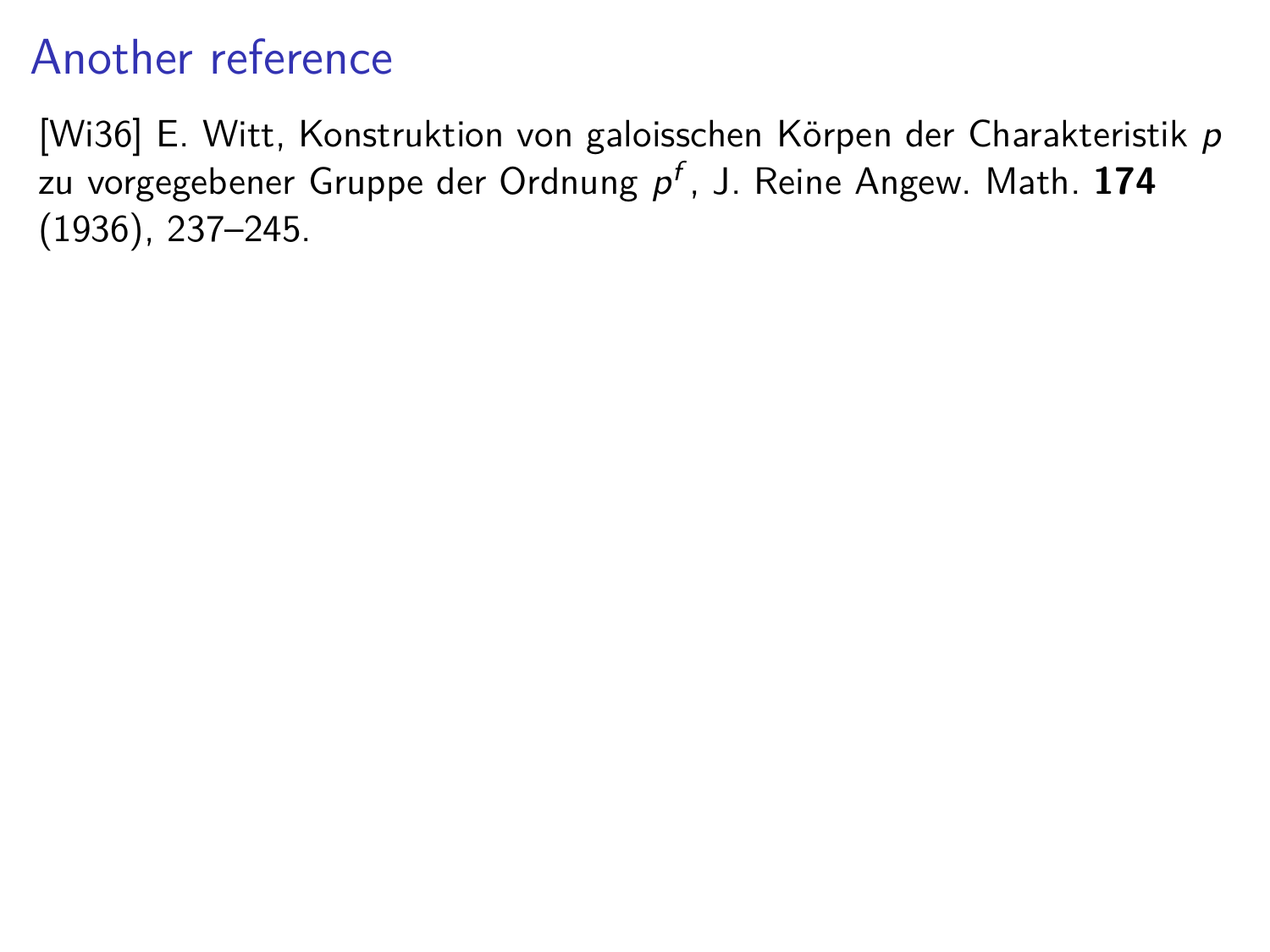# Another reference

[Wi36] E. Witt, Konstruktion von galoisschen Körpen der Charakteristik $p$ zu vorgegebener Gruppe der Ordnung $p^f$, J. Reine Angew. Math. **174** (1936), 237–245.